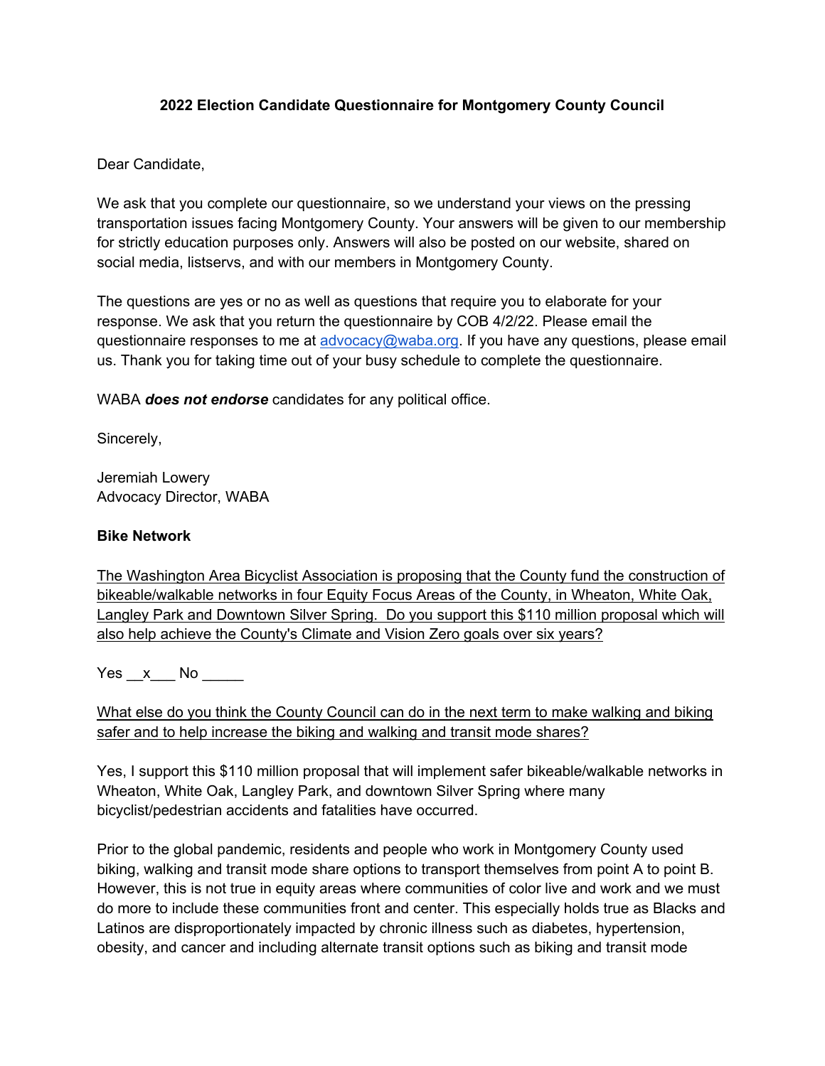**2022 Election Candidate Questionnaire for Montgomery County Council**

Dear Candidate,

We ask that you complete our questionnaire, so we understand your views on the pressing transportation issues facing Montgomery County. Your answers will be given to our membership for strictly education purposes only. Answers will also be posted on our website, shared on social media, listservs, and with our members in Montgomery County.

The questions are yes or no as well as questions that require you to elaborate for your response. We ask that you return the questionnaire by COB 4/2/22. Please email the questionnaire responses to me at [advocacy@waba.org](mailto:advocacy@waba.org). If you have any questions, please email us. Thank you for taking time out of your busy schedule to complete the questionnaire.

WABA ***does not endorse*** candidates for any political office.

Sincerely,

Jeremiah Lowery
Advocacy Director, WABA

**Bike Network**

<u>The Washington Area Bicyclist Association is proposing that the County fund the construction of bikeable/walkable networks in four Equity Focus Areas of the County, in Wheaton, White Oak, Langley Park and Downtown Silver Spring. Do you support this $110 million proposal which will also help achieve the County's Climate and Vision Zero goals over six years?</u>

Yes \_\_x\_\_\_ No \_\_\_\_\_

<u>What else do you think the County Council can do in the next term to make walking and biking safer and to help increase the biking and walking and transit mode shares?</u>

Yes, I support this $110 million proposal that will implement safer bikeable/walkable networks in Wheaton, White Oak, Langley Park, and downtown Silver Spring where many bicyclist/pedestrian accidents and fatalities have occurred.

Prior to the global pandemic, residents and people who work in Montgomery County used biking, walking and transit mode share options to transport themselves from point A to point B. However, this is not true in equity areas where communities of color live and work and we must do more to include these communities front and center. This especially holds true as Blacks and Latinos are disproportionately impacted by chronic illness such as diabetes, hypertension, obesity, and cancer and including alternate transit options such as biking and transit mode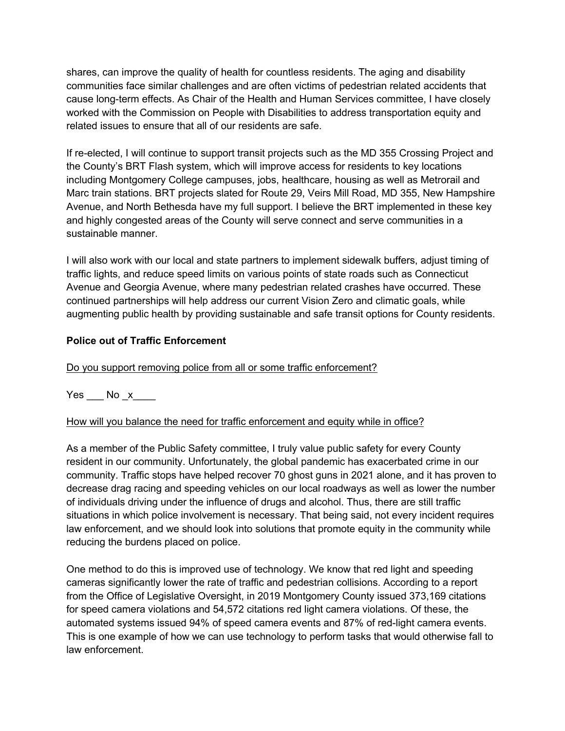shares, can improve the quality of health for countless residents. The aging and disability communities face similar challenges and are often victims of pedestrian related accidents that cause long-term effects. As Chair of the Health and Human Services committee, I have closely worked with the Commission on People with Disabilities to address transportation equity and related issues to ensure that all of our residents are safe.

If re-elected, I will continue to support transit projects such as the MD 355 Crossing Project and the County's BRT Flash system, which will improve access for residents to key locations including Montgomery College campuses, jobs, healthcare, housing as well as Metrorail and Marc train stations. BRT projects slated for Route 29, Veirs Mill Road, MD 355, New Hampshire Avenue, and North Bethesda have my full support. I believe the BRT implemented in these key and highly congested areas of the County will serve connect and serve communities in a sustainable manner.

I will also work with our local and state partners to implement sidewalk buffers, adjust timing of traffic lights, and reduce speed limits on various points of state roads such as Connecticut Avenue and Georgia Avenue, where many pedestrian related crashes have occurred. These continued partnerships will help address our current Vision Zero and climatic goals, while augmenting public health by providing sustainable and safe transit options for County residents.

**Police out of Traffic Enforcement**

<u>Do you support removing police from all or some traffic enforcement?</u>

Yes ___ No _x____

<u>How will you balance the need for traffic enforcement and equity while in office?</u>

As a member of the Public Safety committee, I truly value public safety for every County resident in our community. Unfortunately, the global pandemic has exacerbated crime in our community. Traffic stops have helped recover 70 ghost guns in 2021 alone, and it has proven to decrease drag racing and speeding vehicles on our local roadways as well as lower the number of individuals driving under the influence of drugs and alcohol. Thus, there are still traffic situations in which police involvement is necessary. That being said, not every incident requires law enforcement, and we should look into solutions that promote equity in the community while reducing the burdens placed on police.

One method to do this is improved use of technology. We know that red light and speeding cameras significantly lower the rate of traffic and pedestrian collisions. According to a report from the Office of Legislative Oversight, in 2019 Montgomery County issued 373,169 citations for speed camera violations and 54,572 citations red light camera violations. Of these, the automated systems issued 94% of speed camera events and 87% of red-light camera events. This is one example of how we can use technology to perform tasks that would otherwise fall to law enforcement.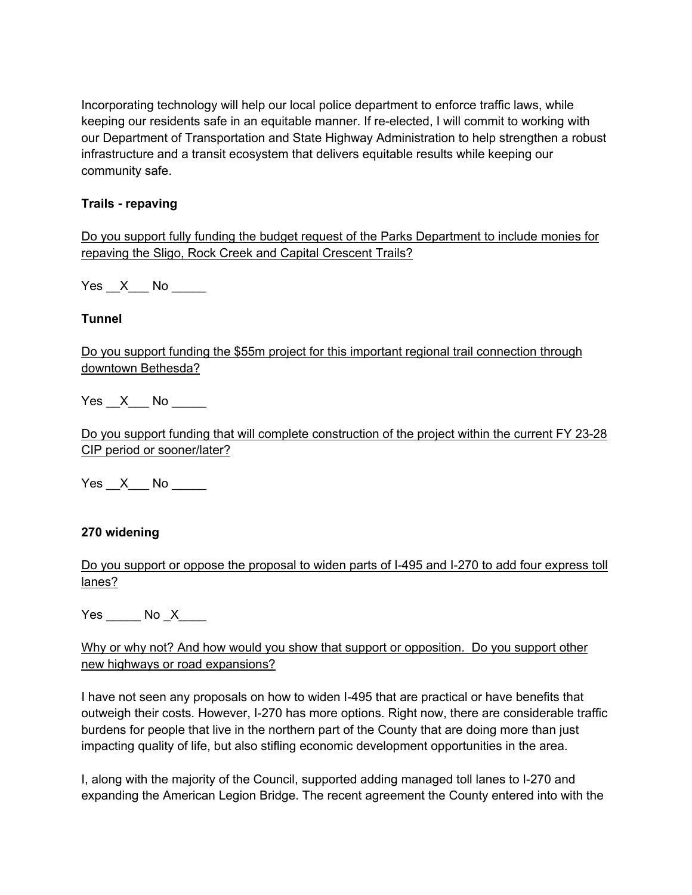Incorporating technology will help our local police department to enforce traffic laws, while keeping our residents safe in an equitable manner. If re-elected, I will commit to working with our Department of Transportation and State Highway Administration to help strengthen a robust infrastructure and a transit ecosystem that delivers equitable results while keeping our community safe.

**Trails - repaving**

<u>Do you support fully funding the budget request of the Parks Department to include monies for repaving the Sligo, Rock Creek and Capital Crescent Trails?</u>

Yes __X___ No _____

**Tunnel**

<u>Do you support funding the $55m project for this important regional trail connection through downtown Bethesda?</u>

Yes __X___ No _____

<u>Do you support funding that will complete construction of the project within the current FY 23-28 CIP period or sooner/later?</u>

Yes __X___ No _____

**270 widening**

<u>Do you support or oppose the proposal to widen parts of I-495 and I-270 to add four express toll lanes?</u>

Yes _____ No _X____

<u>Why or why not? And how would you show that support or opposition. Do you support other new highways or road expansions?</u>

I have not seen any proposals on how to widen I-495 that are practical or have benefits that outweigh their costs. However, I-270 has more options. Right now, there are considerable traffic burdens for people that live in the northern part of the County that are doing more than just impacting quality of life, but also stifling economic development opportunities in the area.

I, along with the majority of the Council, supported adding managed toll lanes to I-270 and expanding the American Legion Bridge. The recent agreement the County entered into with the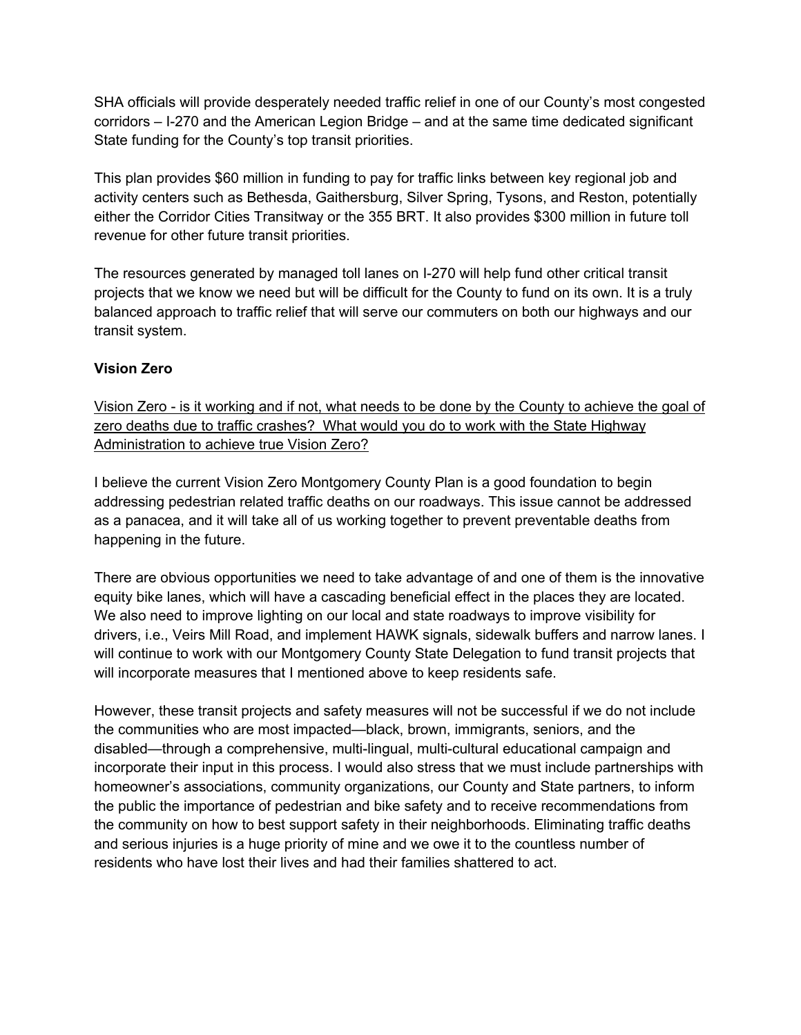SHA officials will provide desperately needed traffic relief in one of our County's most congested corridors – I-270 and the American Legion Bridge – and at the same time dedicated significant State funding for the County's top transit priorities.

This plan provides $60 million in funding to pay for traffic links between key regional job and activity centers such as Bethesda, Gaithersburg, Silver Spring, Tysons, and Reston, potentially either the Corridor Cities Transitway or the 355 BRT. It also provides $300 million in future toll revenue for other future transit priorities.

The resources generated by managed toll lanes on I-270 will help fund other critical transit projects that we know we need but will be difficult for the County to fund on its own. It is a truly balanced approach to traffic relief that will serve our commuters on both our highways and our transit system.

**Vision Zero**

<u>Vision Zero - is it working and if not, what needs to be done by the County to achieve the goal of zero deaths due to traffic crashes? What would you do to work with the State Highway Administration to achieve true Vision Zero?</u>

I believe the current Vision Zero Montgomery County Plan is a good foundation to begin addressing pedestrian related traffic deaths on our roadways. This issue cannot be addressed as a panacea, and it will take all of us working together to prevent preventable deaths from happening in the future.

There are obvious opportunities we need to take advantage of and one of them is the innovative equity bike lanes, which will have a cascading beneficial effect in the places they are located. We also need to improve lighting on our local and state roadways to improve visibility for drivers, i.e., Veirs Mill Road, and implement HAWK signals, sidewalk buffers and narrow lanes. I will continue to work with our Montgomery County State Delegation to fund transit projects that will incorporate measures that I mentioned above to keep residents safe.

However, these transit projects and safety measures will not be successful if we do not include the communities who are most impacted—black, brown, immigrants, seniors, and the disabled—through a comprehensive, multi-lingual, multi-cultural educational campaign and incorporate their input in this process. I would also stress that we must include partnerships with homeowner's associations, community organizations, our County and State partners, to inform the public the importance of pedestrian and bike safety and to receive recommendations from the community on how to best support safety in their neighborhoods. Eliminating traffic deaths and serious injuries is a huge priority of mine and we owe it to the countless number of residents who have lost their lives and had their families shattered to act.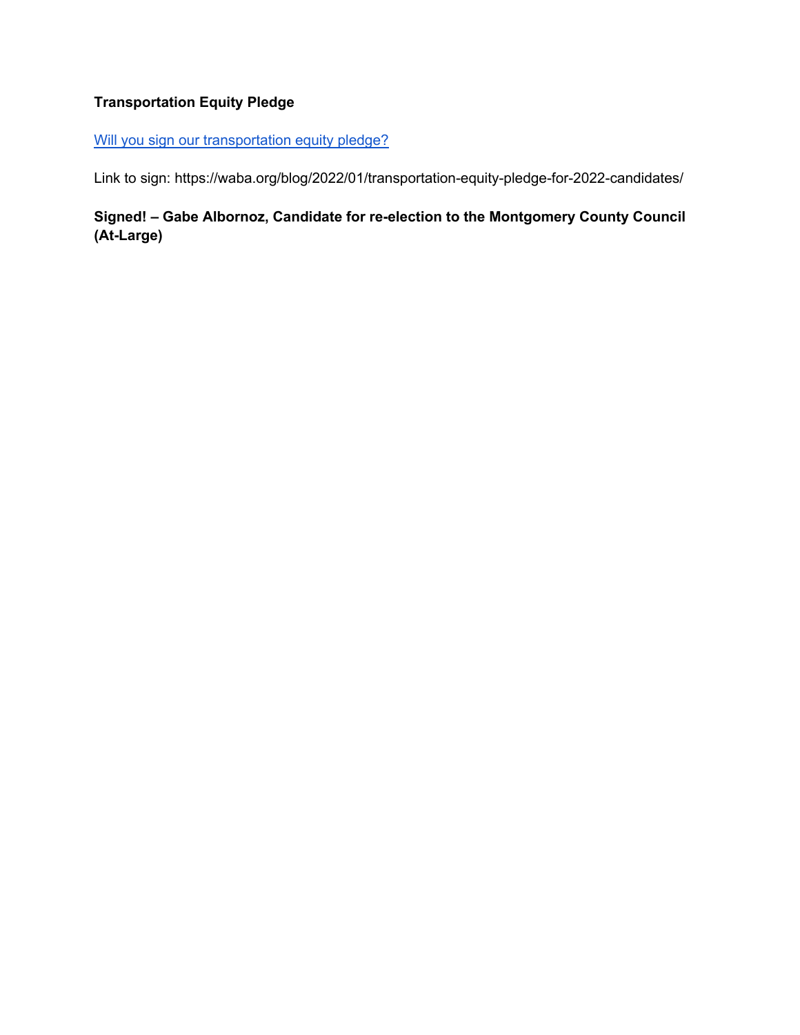**Transportation Equity Pledge**

[Will you sign our transportation equity pledge?](https://waba.org/blog/2022/01/transportation-equity-pledge-for-2022-candidates/)

Link to sign: https://waba.org/blog/2022/01/transportation-equity-pledge-for-2022-candidates/

**Signed! – Gabe Albornoz, Candidate for re-election to the Montgomery County Council (At-Large)**